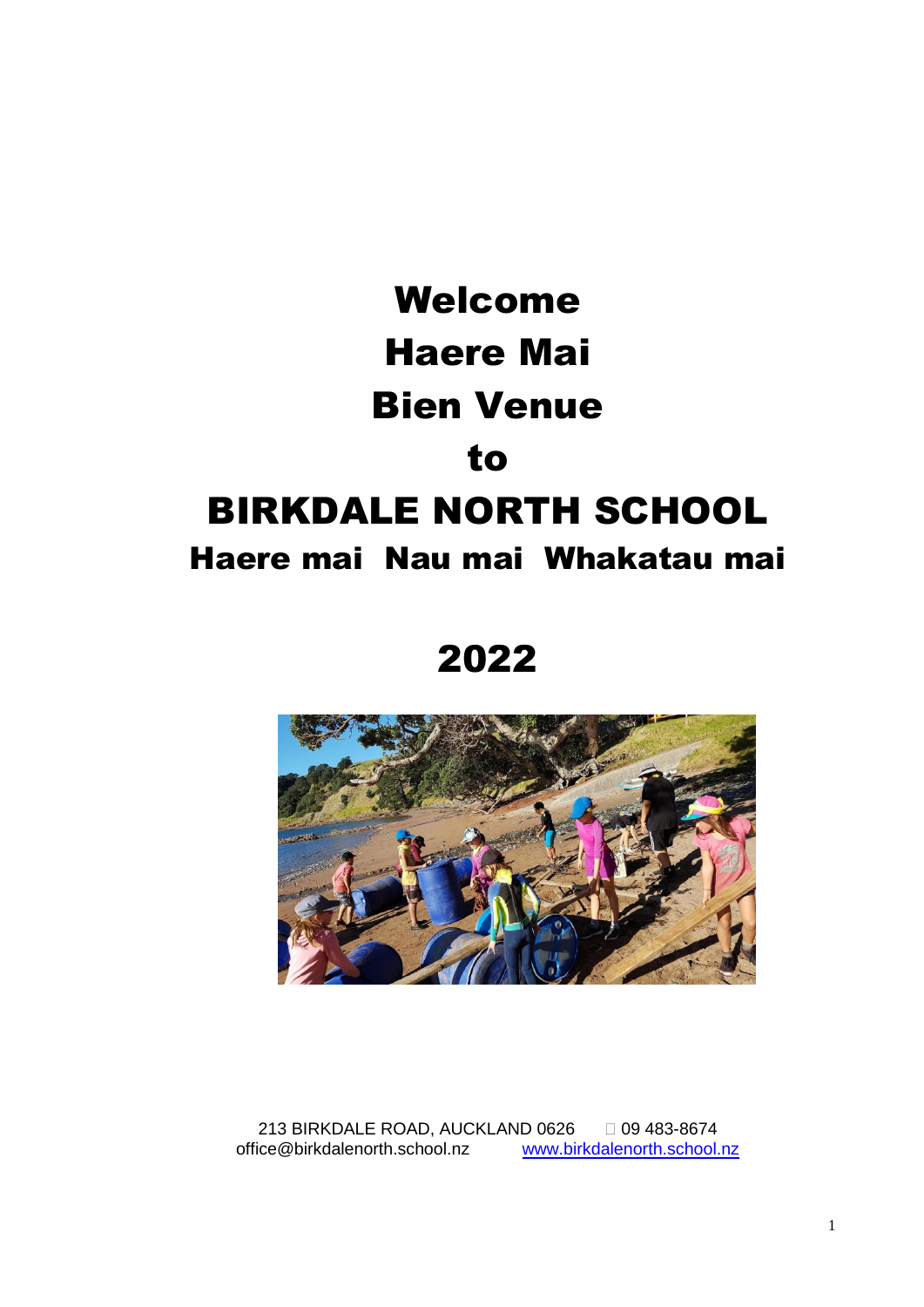# Welcome
# Haere Mai
# Bien Venue
# to
# BIRKDALE NORTH SCHOOL
## Haere mai  Nau mai  Whakatau mai

# 2022

213 BIRKDALE ROAD, AUCKLAND 0626  09 483-8674
office@birkdalenorth.school.nz  www.birkdalenorth.school.nz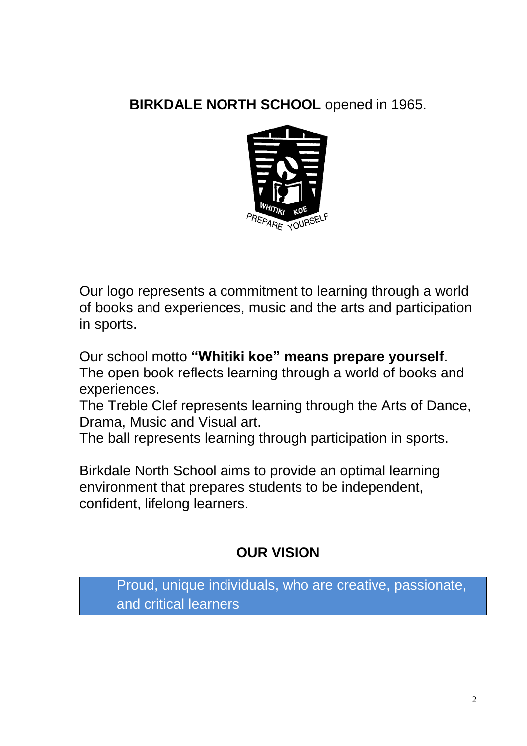**BIRKDALE NORTH SCHOOL** opened in 1965.

Our logo represents a commitment to learning through a world of books and experiences, music and the arts and participation in sports.

Our school motto **"Whitiki koe" means prepare yourself**.
The open book reflects learning through a world of books and experiences.
The Treble Clef represents learning through the Arts of Dance, Drama, Music and Visual art.
The ball represents learning through participation in sports.

Birkdale North School aims to provide an optimal learning environment that prepares students to be independent, confident, lifelong learners.

## OUR VISION

Proud, unique individuals, who are creative, passionate, and critical learners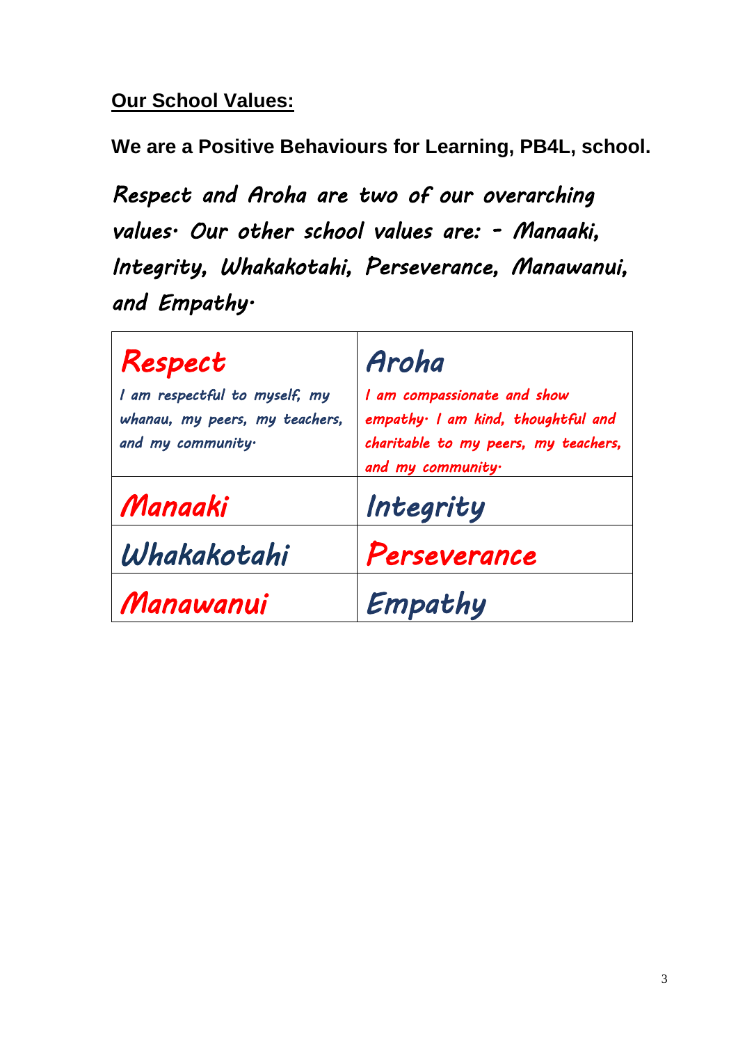## **<u>Our School Values:</u>**

**We are a Positive Behaviours for Learning, PB4L, school.**

*Respect and Aroha are two of our overarching values. Our other school values are: - Manaaki, Integrity, Whakakotahi, Perseverance, Manawanui, and Empathy.*

| **Respect**<br>*I am respectful to myself, my whanau, my peers, my teachers, and my community.* | **Aroha**<br>*I am compassionate and show empathy. I am kind, thoughtful and charitable to my peers, my teachers, and my community.* |
|---|---|
| **Manaaki** | **Integrity** |
| **Whakakotahi** | **Perseverance** |
| **Manawanui** | **Empathy** |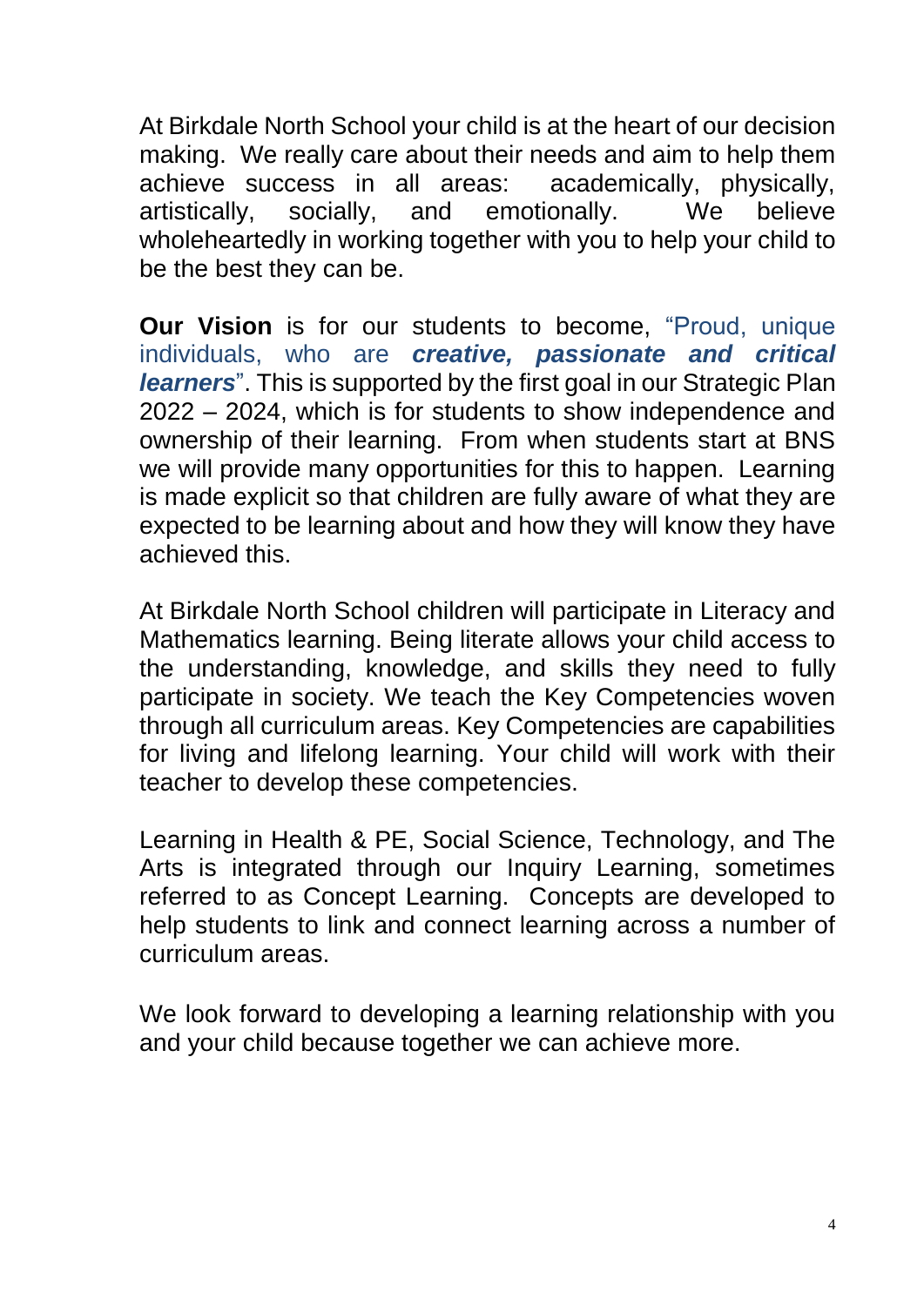At Birkdale North School your child is at the heart of our decision making. We really care about their needs and aim to help them achieve success in all areas: academically, physically, artistically, socially, and emotionally. We believe wholeheartedly in working together with you to help your child to be the best they can be.

**Our Vision** is for our students to become, "Proud, unique individuals, who are ***creative, passionate and critical learners***". This is supported by the first goal in our Strategic Plan 2022 – 2024, which is for students to show independence and ownership of their learning. From when students start at BNS we will provide many opportunities for this to happen. Learning is made explicit so that children are fully aware of what they are expected to be learning about and how they will know they have achieved this.

At Birkdale North School children will participate in Literacy and Mathematics learning. Being literate allows your child access to the understanding, knowledge, and skills they need to fully participate in society. We teach the Key Competencies woven through all curriculum areas. Key Competencies are capabilities for living and lifelong learning. Your child will work with their teacher to develop these competencies.

Learning in Health & PE, Social Science, Technology, and The Arts is integrated through our Inquiry Learning, sometimes referred to as Concept Learning. Concepts are developed to help students to link and connect learning across a number of curriculum areas.

We look forward to developing a learning relationship with you and your child because together we can achieve more.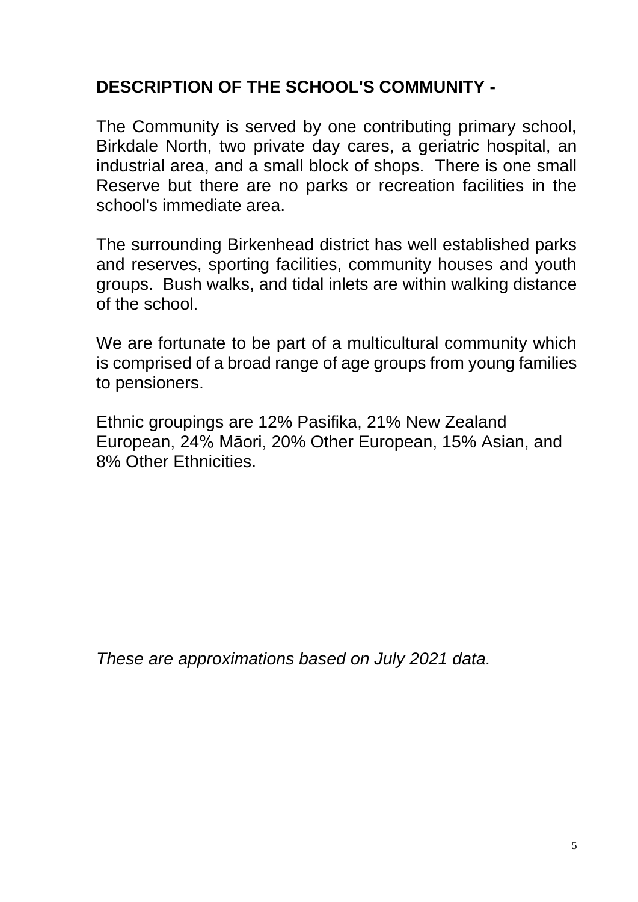## DESCRIPTION OF THE SCHOOL'S COMMUNITY -

The Community is served by one contributing primary school, Birkdale North, two private day cares, a geriatric hospital, an industrial area, and a small block of shops. There is one small Reserve but there are no parks or recreation facilities in the school's immediate area.

The surrounding Birkenhead district has well established parks and reserves, sporting facilities, community houses and youth groups. Bush walks, and tidal inlets are within walking distance of the school.

We are fortunate to be part of a multicultural community which is comprised of a broad range of age groups from young families to pensioners.

Ethnic groupings are 12% Pasifika, 21% New Zealand European, 24% Māori, 20% Other European, 15% Asian, and 8% Other Ethnicities.

*These are approximations based on July 2021 data.*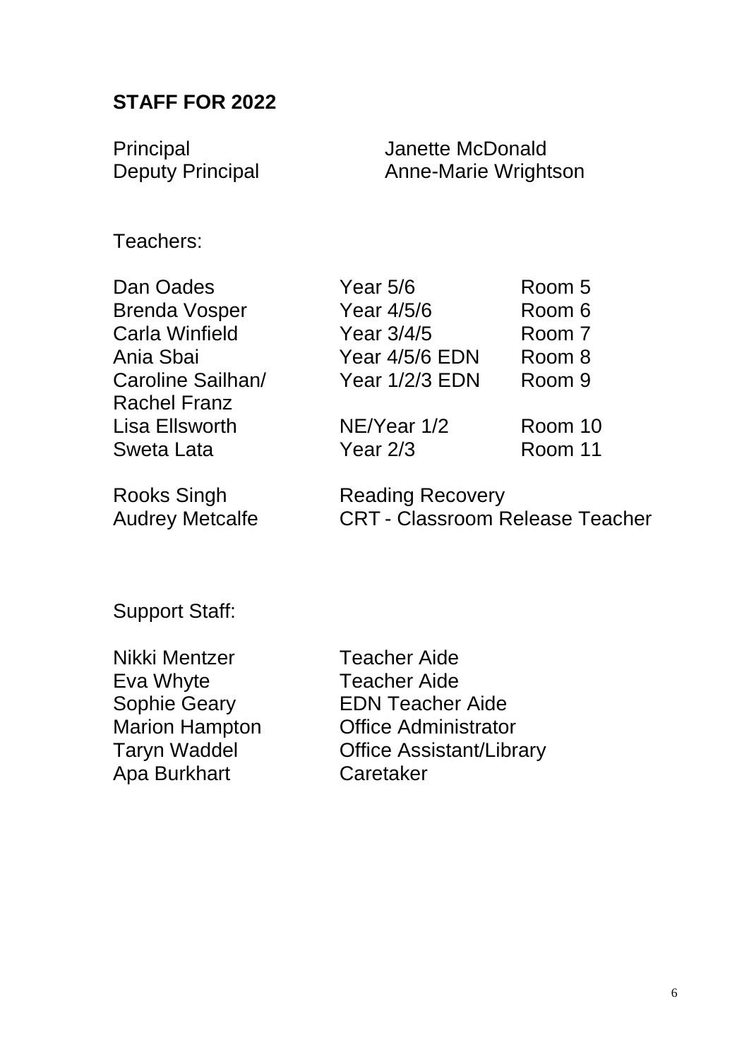## STAFF FOR 2022

| | |
|---|---|
| Principal | Janette McDonald |
| Deputy Principal | Anne-Marie Wrightson |

Teachers:

| | | |
|---|---|---|
| Dan Oades | Year 5/6 | Room 5 |
| Brenda Vosper | Year 4/5/6 | Room 6 |
| Carla Winfield | Year 3/4/5 | Room 7 |
| Ania Sbai | Year 4/5/6 EDN | Room 8 |
| Caroline Sailhan/ Rachel Franz | Year 1/2/3 EDN | Room 9 |
| Lisa Ellsworth | NE/Year 1/2 | Room 10 |
| Sweta Lata | Year 2/3 | Room 11 |

| | |
|---|---|
| Rooks Singh | Reading Recovery |
| Audrey Metcalfe | CRT - Classroom Release Teacher |

Support Staff:

| | |
|---|---|
| Nikki Mentzer | Teacher Aide |
| Eva Whyte | Teacher Aide |
| Sophie Geary | EDN Teacher Aide |
| Marion Hampton | Office Administrator |
| Taryn Waddel | Office Assistant/Library |
| Apa Burkhart | Caretaker |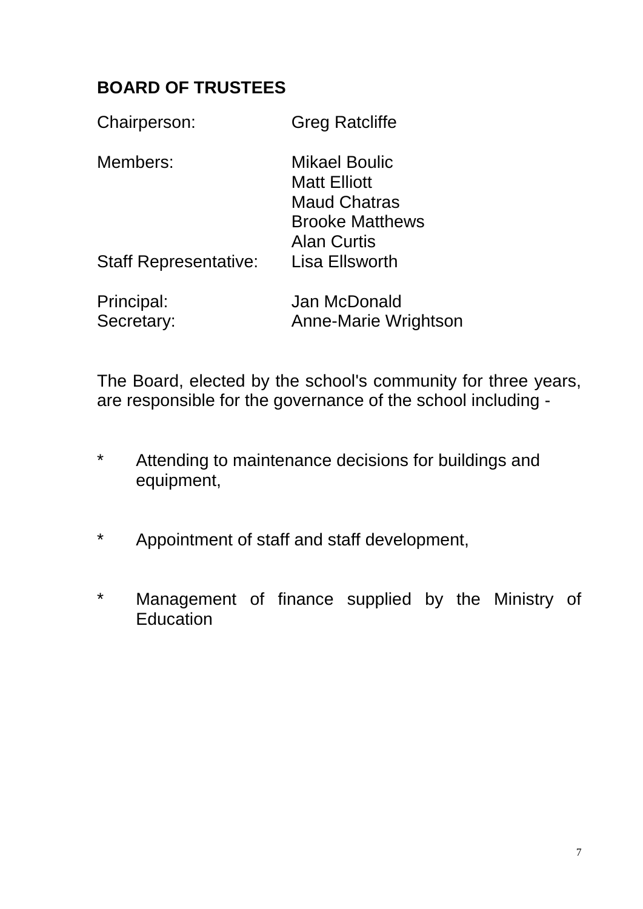## BOARD OF TRUSTEES

| | |
|---|---|
| Chairperson: | Greg Ratcliffe |
| Members: | Mikael Boulic<br>Matt Elliott<br>Maud Chatras<br>Brooke Matthews<br>Alan Curtis |
| Staff Representative: | Lisa Ellsworth |
| Principal: | Jan McDonald |
| Secretary: | Anne-Marie Wrightson |

The Board, elected by the school's community for three years, are responsible for the governance of the school including -

* Attending to maintenance decisions for buildings and equipment,
* Appointment of staff and staff development,
* Management of finance supplied by the Ministry of Education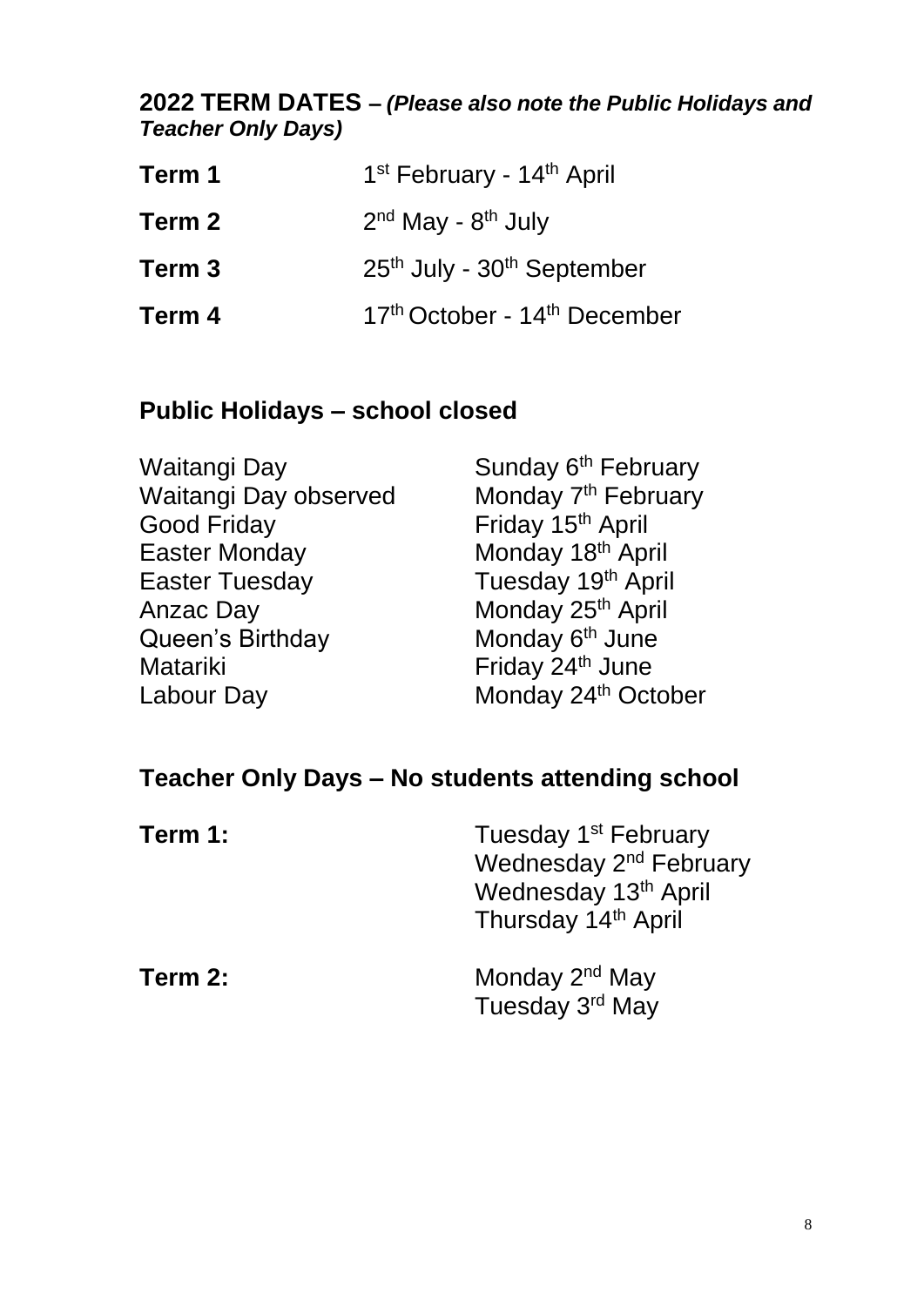## 2022 TERM DATES – *(Please also note the Public Holidays and Teacher Only Days)*

| | |
|---|---|
| **Term 1** | 1st February - 14th April |
| **Term 2** | 2nd May - 8th July |
| **Term 3** | 25th July - 30th September |
| **Term 4** | 17th October - 14th December |

## Public Holidays – school closed

| | |
|---|---|
| Waitangi Day | Sunday 6th February |
| Waitangi Day observed | Monday 7th February |
| Good Friday | Friday 15th April |
| Easter Monday | Monday 18th April |
| Easter Tuesday | Tuesday 19th April |
| Anzac Day | Monday 25th April |
| Queen's Birthday | Monday 6th June |
| Matariki | Friday 24th June |
| Labour Day | Monday 24th October |

## Teacher Only Days – No students attending school

**Term 1:**
- Tuesday 1st February
- Wednesday 2nd February
- Wednesday 13th April
- Thursday 14th April

**Term 2:**
- Monday 2nd May
- Tuesday 3rd May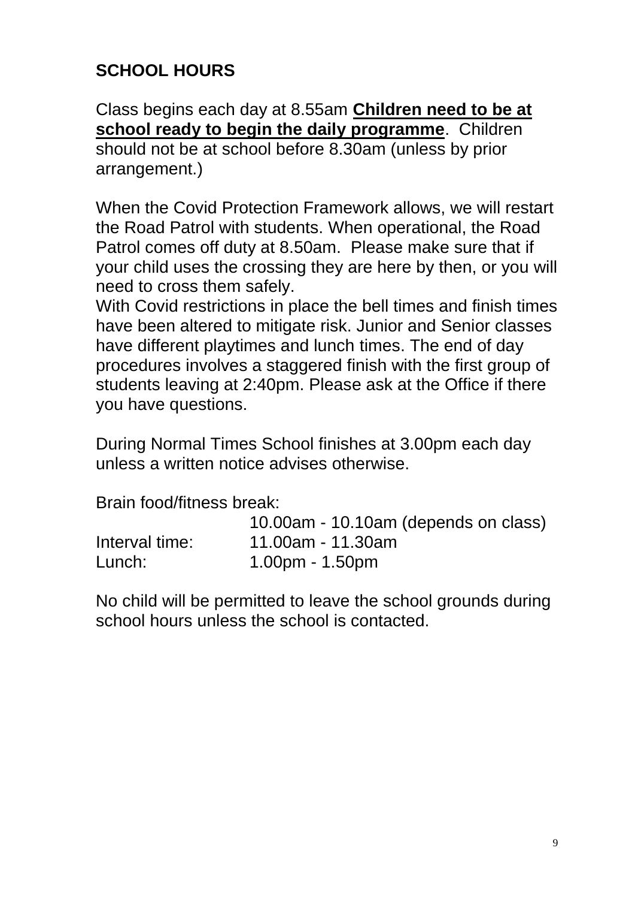## SCHOOL HOURS

Class begins each day at 8.55am **Children need to be at school ready to begin the daily programme**. Children should not be at school before 8.30am (unless by prior arrangement.)

When the Covid Protection Framework allows, we will restart the Road Patrol with students. When operational, the Road Patrol comes off duty at 8.50am. Please make sure that if your child uses the crossing they are here by then, or you will need to cross them safely.
With Covid restrictions in place the bell times and finish times have been altered to mitigate risk. Junior and Senior classes have different playtimes and lunch times. The end of day procedures involves a staggered finish with the first group of students leaving at 2:40pm. Please ask at the Office if there you have questions.

During Normal Times School finishes at 3.00pm each day unless a written notice advises otherwise.

| Brain food/fitness break: | 10.00am - 10.10am (depends on class) |
|---|---|
| Interval time: | 11.00am - 11.30am |
| Lunch: | 1.00pm - 1.50pm |

No child will be permitted to leave the school grounds during school hours unless the school is contacted.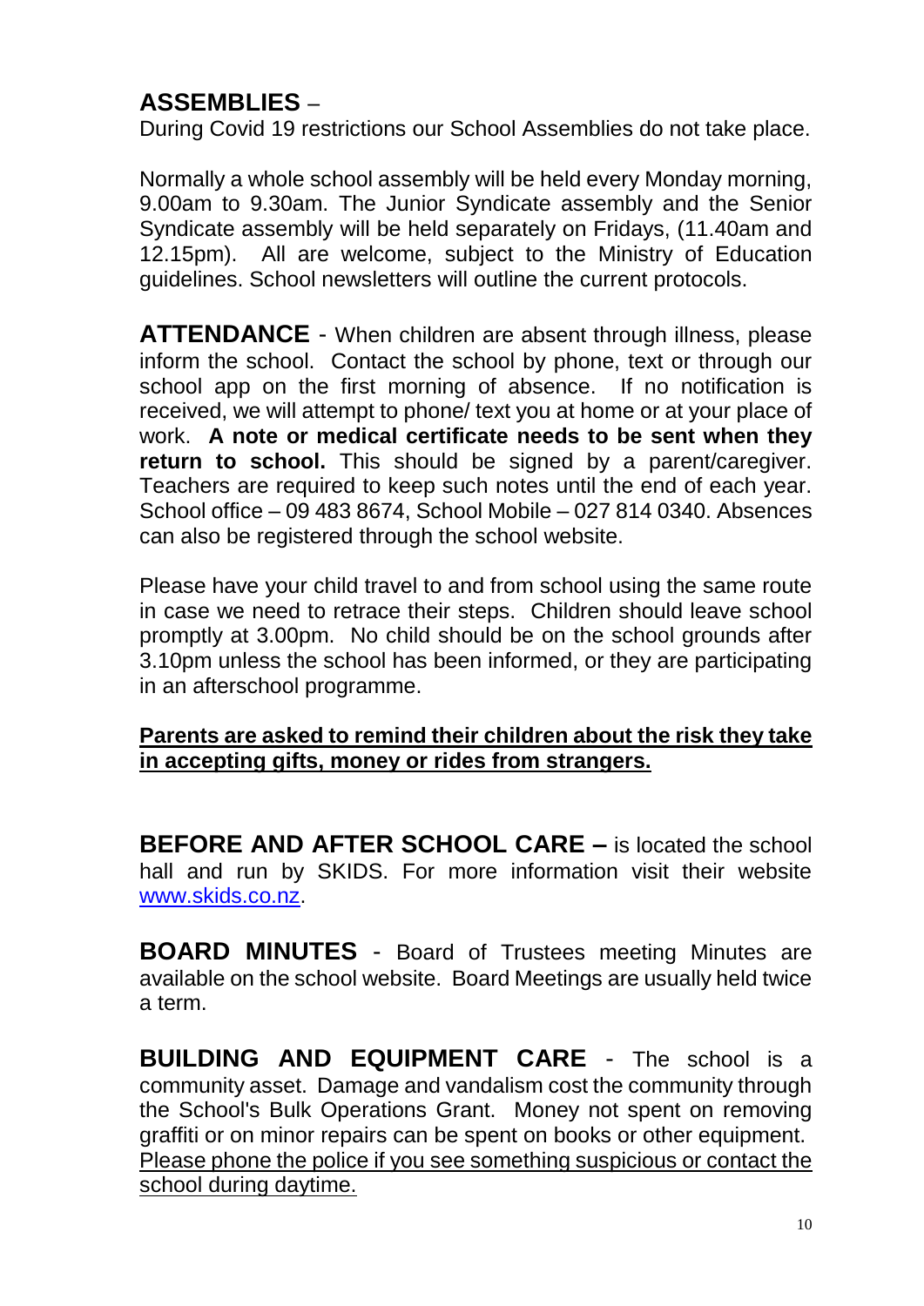## ASSEMBLIES –

During Covid 19 restrictions our School Assemblies do not take place.

Normally a whole school assembly will be held every Monday morning, 9.00am to 9.30am. The Junior Syndicate assembly and the Senior Syndicate assembly will be held separately on Fridays, (11.40am and 12.15pm). All are welcome, subject to the Ministry of Education guidelines. School newsletters will outline the current protocols.

**ATTENDANCE** - When children are absent through illness, please inform the school. Contact the school by phone, text or through our school app on the first morning of absence. If no notification is received, we will attempt to phone/ text you at home or at your place of work. **A note or medical certificate needs to be sent when they return to school.** This should be signed by a parent/caregiver. Teachers are required to keep such notes until the end of each year. School office – 09 483 8674, School Mobile – 027 814 0340. Absences can also be registered through the school website.

Please have your child travel to and from school using the same route in case we need to retrace their steps. Children should leave school promptly at 3.00pm. No child should be on the school grounds after 3.10pm unless the school has been informed, or they are participating in an afterschool programme.

<u>**Parents are asked to remind their children about the risk they take in accepting gifts, money or rides from strangers.**</u>

**BEFORE AND AFTER SCHOOL CARE –** is located the school hall and run by SKIDS. For more information visit their website [www.skids.co.nz](http://www.skids.co.nz).

**BOARD MINUTES** - Board of Trustees meeting Minutes are available on the school website. Board Meetings are usually held twice a term.

**BUILDING AND EQUIPMENT CARE** - The school is a community asset. Damage and vandalism cost the community through the School's Bulk Operations Grant. Money not spent on removing graffiti or on minor repairs can be spent on books or other equipment. <u>Please phone the police if you see something suspicious or contact the school during daytime.</u>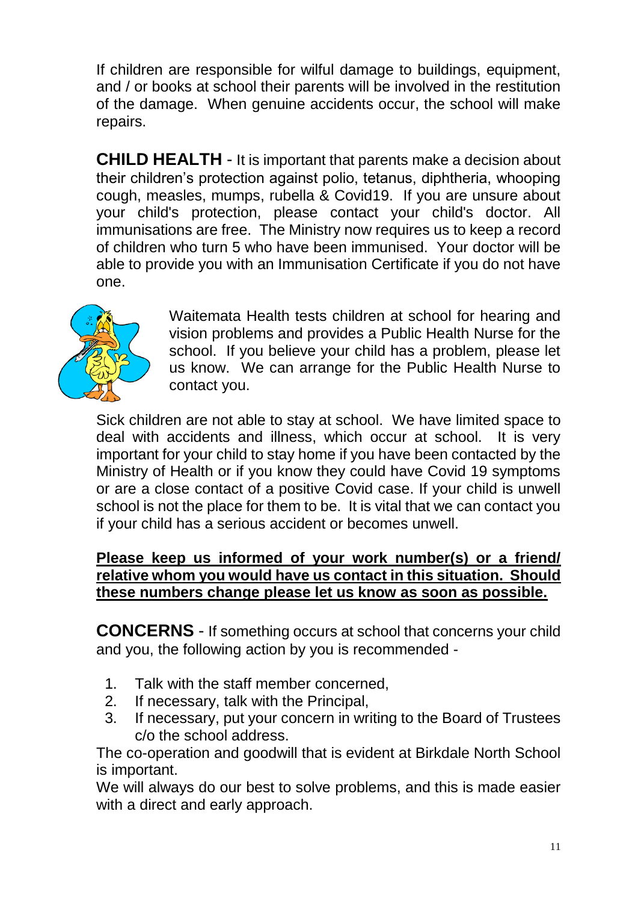If children are responsible for wilful damage to buildings, equipment, and / or books at school their parents will be involved in the restitution of the damage. When genuine accidents occur, the school will make repairs.

**CHILD HEALTH** - It is important that parents make a decision about their children's protection against polio, tetanus, diphtheria, whooping cough, measles, mumps, rubella & Covid19. If you are unsure about your child's protection, please contact your child's doctor. All immunisations are free. The Ministry now requires us to keep a record of children who turn 5 who have been immunised. Your doctor will be able to provide you with an Immunisation Certificate if you do not have one.

Waitemata Health tests children at school for hearing and vision problems and provides a Public Health Nurse for the school. If you believe your child has a problem, please let us know. We can arrange for the Public Health Nurse to contact you.

Sick children are not able to stay at school. We have limited space to deal with accidents and illness, which occur at school. It is very important for your child to stay home if you have been contacted by the Ministry of Health or if you know they could have Covid 19 symptoms or are a close contact of a positive Covid case. If your child is unwell school is not the place for them to be. It is vital that we can contact you if your child has a serious accident or becomes unwell.

**Please keep us informed of your work number(s) or a friend/ relative whom you would have us contact in this situation. Should these numbers change please let us know as soon as possible.**

**CONCERNS** - If something occurs at school that concerns your child and you, the following action by you is recommended -

1. Talk with the staff member concerned,
2. If necessary, talk with the Principal,
3. If necessary, put your concern in writing to the Board of Trustees c/o the school address.

The co-operation and goodwill that is evident at Birkdale North School is important.

We will always do our best to solve problems, and this is made easier with a direct and early approach.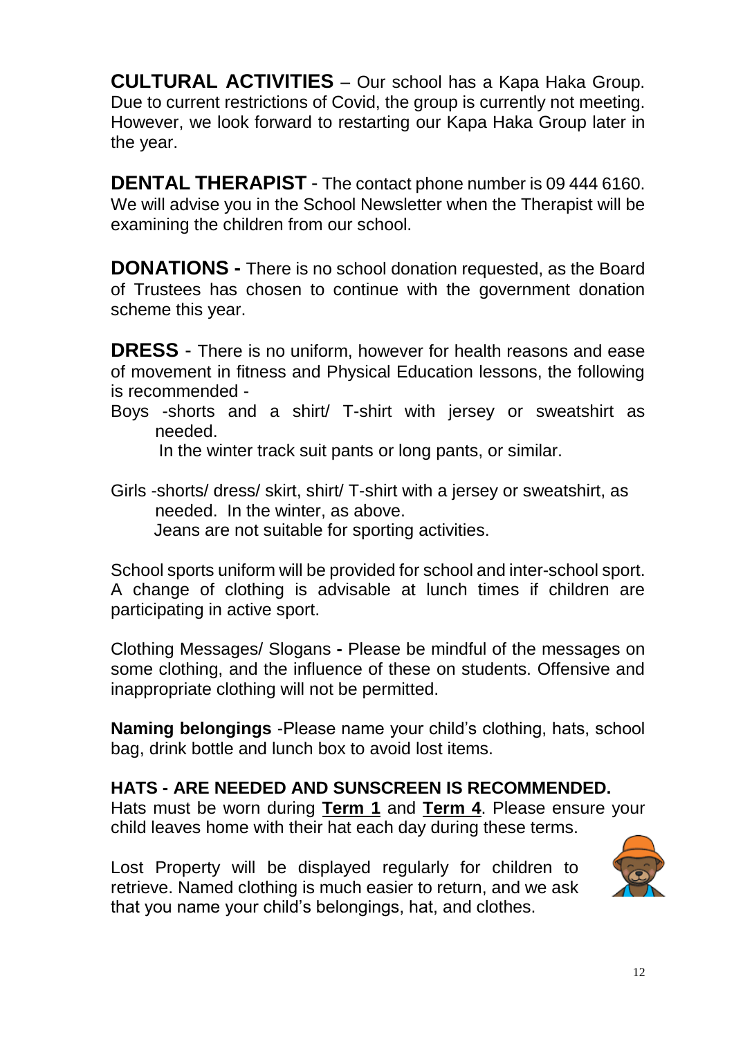**CULTURAL ACTIVITIES** – Our school has a Kapa Haka Group. Due to current restrictions of Covid, the group is currently not meeting. However, we look forward to restarting our Kapa Haka Group later in the year.

**DENTAL THERAPIST** - The contact phone number is 09 444 6160. We will advise you in the School Newsletter when the Therapist will be examining the children from our school.

**DONATIONS -** There is no school donation requested, as the Board of Trustees has chosen to continue with the government donation scheme this year.

**DRESS** - There is no uniform, however for health reasons and ease of movement in fitness and Physical Education lessons, the following is recommended -

Boys -shorts and a shirt/ T-shirt with jersey or sweatshirt as needed.
In the winter track suit pants or long pants, or similar.

Girls -shorts/ dress/ skirt, shirt/ T-shirt with a jersey or sweatshirt, as needed. In the winter, as above.
Jeans are not suitable for sporting activities.

School sports uniform will be provided for school and inter-school sport. A change of clothing is advisable at lunch times if children are participating in active sport.

Clothing Messages/ Slogans **-** Please be mindful of the messages on some clothing, and the influence of these on students. Offensive and inappropriate clothing will not be permitted.

**Naming belongings** -Please name your child's clothing, hats, school bag, drink bottle and lunch box to avoid lost items.

**HATS - ARE NEEDED AND SUNSCREEN IS RECOMMENDED.**
Hats must be worn during **Term 1** and **Term 4**. Please ensure your child leaves home with their hat each day during these terms.

Lost Property will be displayed regularly for children to retrieve. Named clothing is much easier to return, and we ask that you name your child's belongings, hat, and clothes.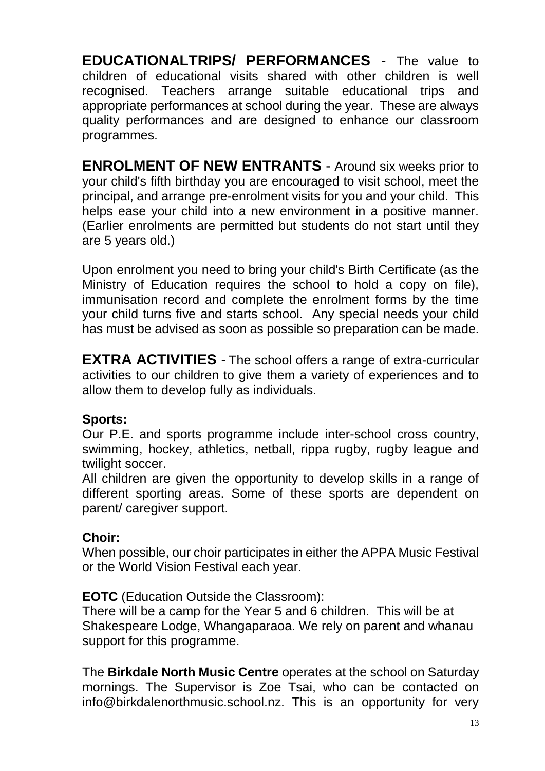**EDUCATIONALTRIPS/ PERFORMANCES** - The value to children of educational visits shared with other children is well recognised. Teachers arrange suitable educational trips and appropriate performances at school during the year. These are always quality performances and are designed to enhance our classroom programmes.

**ENROLMENT OF NEW ENTRANTS** - Around six weeks prior to your child's fifth birthday you are encouraged to visit school, meet the principal, and arrange pre-enrolment visits for you and your child. This helps ease your child into a new environment in a positive manner. (Earlier enrolments are permitted but students do not start until they are 5 years old.)

Upon enrolment you need to bring your child's Birth Certificate (as the Ministry of Education requires the school to hold a copy on file), immunisation record and complete the enrolment forms by the time your child turns five and starts school. Any special needs your child has must be advised as soon as possible so preparation can be made.

**EXTRA ACTIVITIES** - The school offers a range of extra-curricular activities to our children to give them a variety of experiences and to allow them to develop fully as individuals.

**Sports:**
Our P.E. and sports programme include inter-school cross country, swimming, hockey, athletics, netball, rippa rugby, rugby league and twilight soccer.
All children are given the opportunity to develop skills in a range of different sporting areas. Some of these sports are dependent on parent/ caregiver support.

**Choir:**
When possible, our choir participates in either the APPA Music Festival or the World Vision Festival each year.

**EOTC** (Education Outside the Classroom):
There will be a camp for the Year 5 and 6 children. This will be at Shakespeare Lodge, Whangaparaoa. We rely on parent and whanau support for this programme.

The **Birkdale North Music Centre** operates at the school on Saturday mornings. The Supervisor is Zoe Tsai, who can be contacted on info@birkdalenorthmusic.school.nz. This is an opportunity for very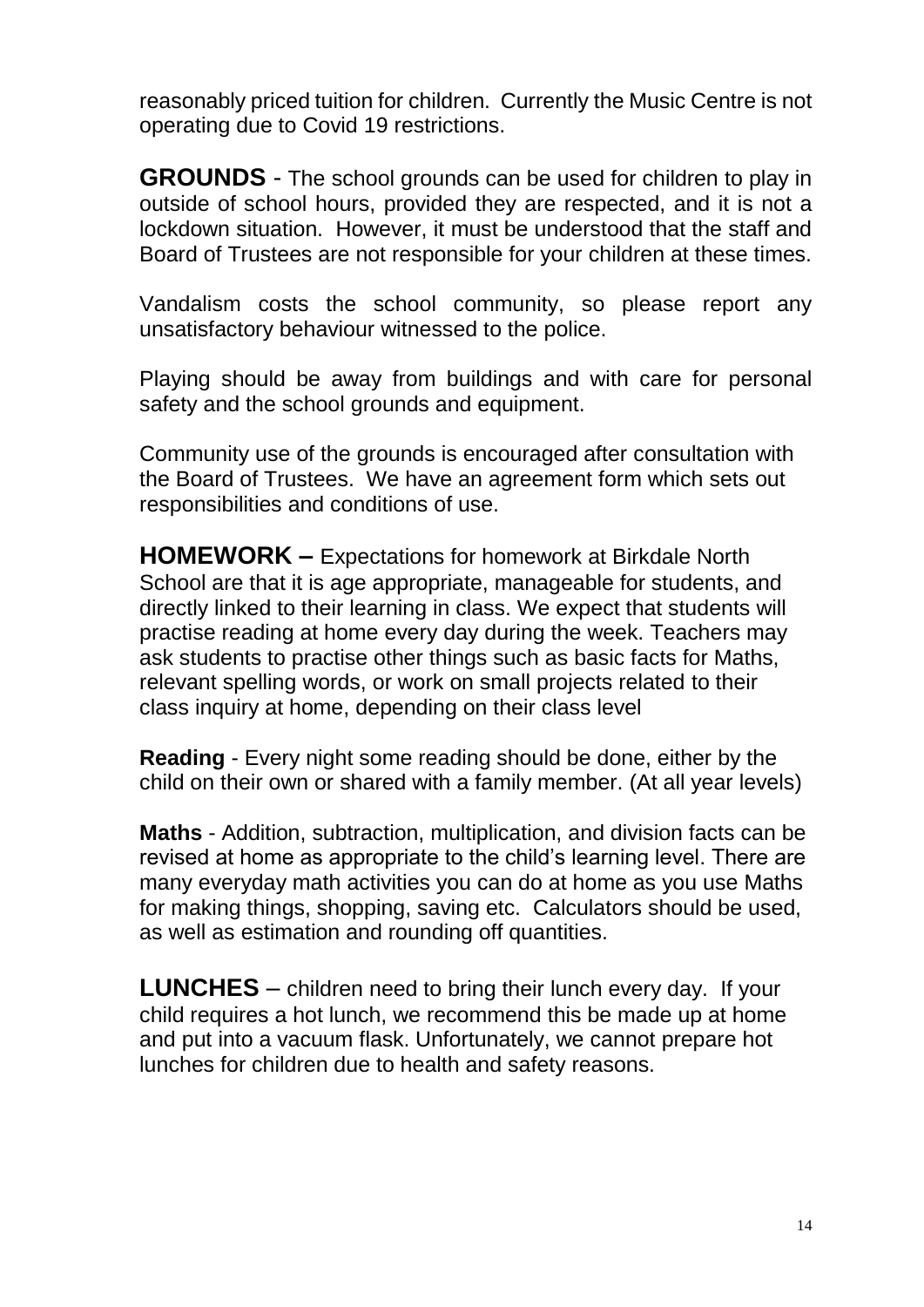reasonably priced tuition for children. Currently the Music Centre is not operating due to Covid 19 restrictions.

**GROUNDS** - The school grounds can be used for children to play in outside of school hours, provided they are respected, and it is not a lockdown situation. However, it must be understood that the staff and Board of Trustees are not responsible for your children at these times.

Vandalism costs the school community, so please report any unsatisfactory behaviour witnessed to the police.

Playing should be away from buildings and with care for personal safety and the school grounds and equipment.

Community use of the grounds is encouraged after consultation with the Board of Trustees. We have an agreement form which sets out responsibilities and conditions of use.

**HOMEWORK –** Expectations for homework at Birkdale North School are that it is age appropriate, manageable for students, and directly linked to their learning in class. We expect that students will practise reading at home every day during the week. Teachers may ask students to practise other things such as basic facts for Maths, relevant spelling words, or work on small projects related to their class inquiry at home, depending on their class level

**Reading** - Every night some reading should be done, either by the child on their own or shared with a family member. (At all year levels)

**Maths** - Addition, subtraction, multiplication, and division facts can be revised at home as appropriate to the child's learning level. There are many everyday math activities you can do at home as you use Maths for making things, shopping, saving etc. Calculators should be used, as well as estimation and rounding off quantities.

**LUNCHES** – children need to bring their lunch every day. If your child requires a hot lunch, we recommend this be made up at home and put into a vacuum flask. Unfortunately, we cannot prepare hot lunches for children due to health and safety reasons.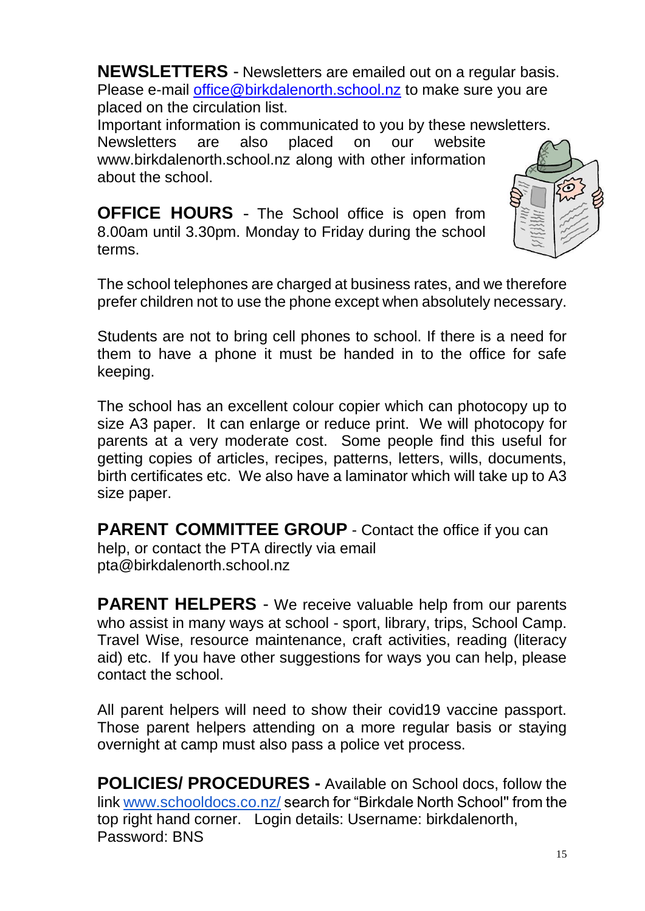**NEWSLETTERS** - Newsletters are emailed out on a regular basis. Please e-mail office@birkdalenorth.school.nz to make sure you are placed on the circulation list.
Important information is communicated to you by these newsletters. Newsletters are also placed on our website www.birkdalenorth.school.nz along with other information about the school.

**OFFICE HOURS** - The School office is open from 8.00am until 3.30pm. Monday to Friday during the school terms.

The school telephones are charged at business rates, and we therefore prefer children not to use the phone except when absolutely necessary.

Students are not to bring cell phones to school. If there is a need for them to have a phone it must be handed in to the office for safe keeping.

The school has an excellent colour copier which can photocopy up to size A3 paper. It can enlarge or reduce print. We will photocopy for parents at a very moderate cost. Some people find this useful for getting copies of articles, recipes, patterns, letters, wills, documents, birth certificates etc. We also have a laminator which will take up to A3 size paper.

**PARENT COMMITTEE GROUP** - Contact the office if you can help, or contact the PTA directly via email pta@birkdalenorth.school.nz

**PARENT HELPERS** - We receive valuable help from our parents who assist in many ways at school - sport, library, trips, School Camp. Travel Wise, resource maintenance, craft activities, reading (literacy aid) etc. If you have other suggestions for ways you can help, please contact the school.

All parent helpers will need to show their covid19 vaccine passport. Those parent helpers attending on a more regular basis or staying overnight at camp must also pass a police vet process.

**POLICIES/ PROCEDURES -** Available on School docs, follow the link www.schooldocs.co.nz/ search for “Birkdale North School" from the top right hand corner. Login details: Username: birkdalenorth, Password: BNS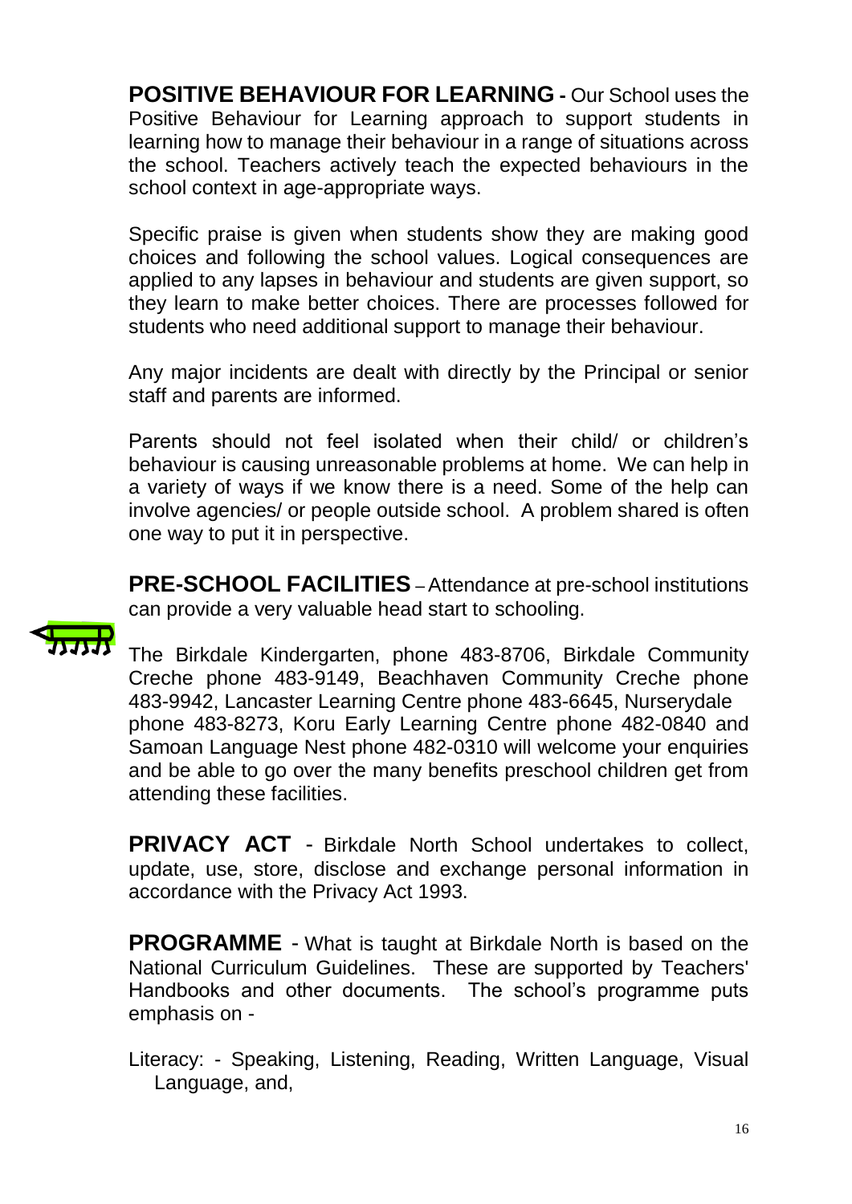**POSITIVE BEHAVIOUR FOR LEARNING -** Our School uses the Positive Behaviour for Learning approach to support students in learning how to manage their behaviour in a range of situations across the school. Teachers actively teach the expected behaviours in the school context in age-appropriate ways.

Specific praise is given when students show they are making good choices and following the school values. Logical consequences are applied to any lapses in behaviour and students are given support, so they learn to make better choices. There are processes followed for students who need additional support to manage their behaviour.

Any major incidents are dealt with directly by the Principal or senior staff and parents are informed.

Parents should not feel isolated when their child/ or children's behaviour is causing unreasonable problems at home. We can help in a variety of ways if we know there is a need. Some of the help can involve agencies/ or people outside school. A problem shared is often one way to put it in perspective.

**PRE-SCHOOL FACILITIES** – Attendance at pre-school institutions can provide a very valuable head start to schooling.

The Birkdale Kindergarten, phone 483-8706, Birkdale Community Creche phone 483-9149, Beachhaven Community Creche phone 483-9942, Lancaster Learning Centre phone 483-6645, Nurserydale phone 483-8273, Koru Early Learning Centre phone 482-0840 and Samoan Language Nest phone 482-0310 will welcome your enquiries and be able to go over the many benefits preschool children get from attending these facilities.

**PRIVACY ACT** - Birkdale North School undertakes to collect, update, use, store, disclose and exchange personal information in accordance with the Privacy Act 1993.

**PROGRAMME** - What is taught at Birkdale North is based on the National Curriculum Guidelines. These are supported by Teachers' Handbooks and other documents. The school's programme puts emphasis on -

Literacy: - Speaking, Listening, Reading, Written Language, Visual Language, and,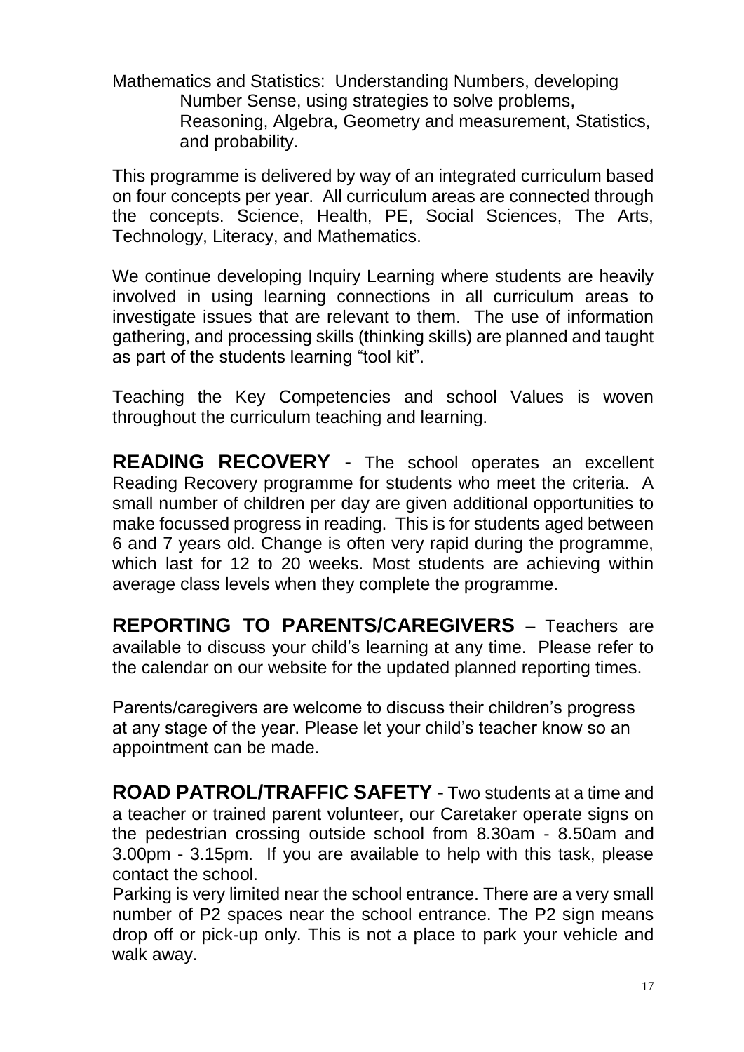Mathematics and Statistics: Understanding Numbers, developing Number Sense, using strategies to solve problems, Reasoning, Algebra, Geometry and measurement, Statistics, and probability.

This programme is delivered by way of an integrated curriculum based on four concepts per year. All curriculum areas are connected through the concepts. Science, Health, PE, Social Sciences, The Arts, Technology, Literacy, and Mathematics.

We continue developing Inquiry Learning where students are heavily involved in using learning connections in all curriculum areas to investigate issues that are relevant to them. The use of information gathering, and processing skills (thinking skills) are planned and taught as part of the students learning "tool kit".

Teaching the Key Competencies and school Values is woven throughout the curriculum teaching and learning.

**READING RECOVERY** - The school operates an excellent Reading Recovery programme for students who meet the criteria. A small number of children per day are given additional opportunities to make focussed progress in reading. This is for students aged between 6 and 7 years old. Change is often very rapid during the programme, which last for 12 to 20 weeks. Most students are achieving within average class levels when they complete the programme.

**REPORTING TO PARENTS/CAREGIVERS** – Teachers are available to discuss your child's learning at any time. Please refer to the calendar on our website for the updated planned reporting times.

Parents/caregivers are welcome to discuss their children's progress at any stage of the year. Please let your child's teacher know so an appointment can be made.

**ROAD PATROL/TRAFFIC SAFETY** - Two students at a time and a teacher or trained parent volunteer, our Caretaker operate signs on the pedestrian crossing outside school from 8.30am - 8.50am and 3.00pm - 3.15pm. If you are available to help with this task, please contact the school.

Parking is very limited near the school entrance. There are a very small number of P2 spaces near the school entrance. The P2 sign means drop off or pick-up only. This is not a place to park your vehicle and walk away.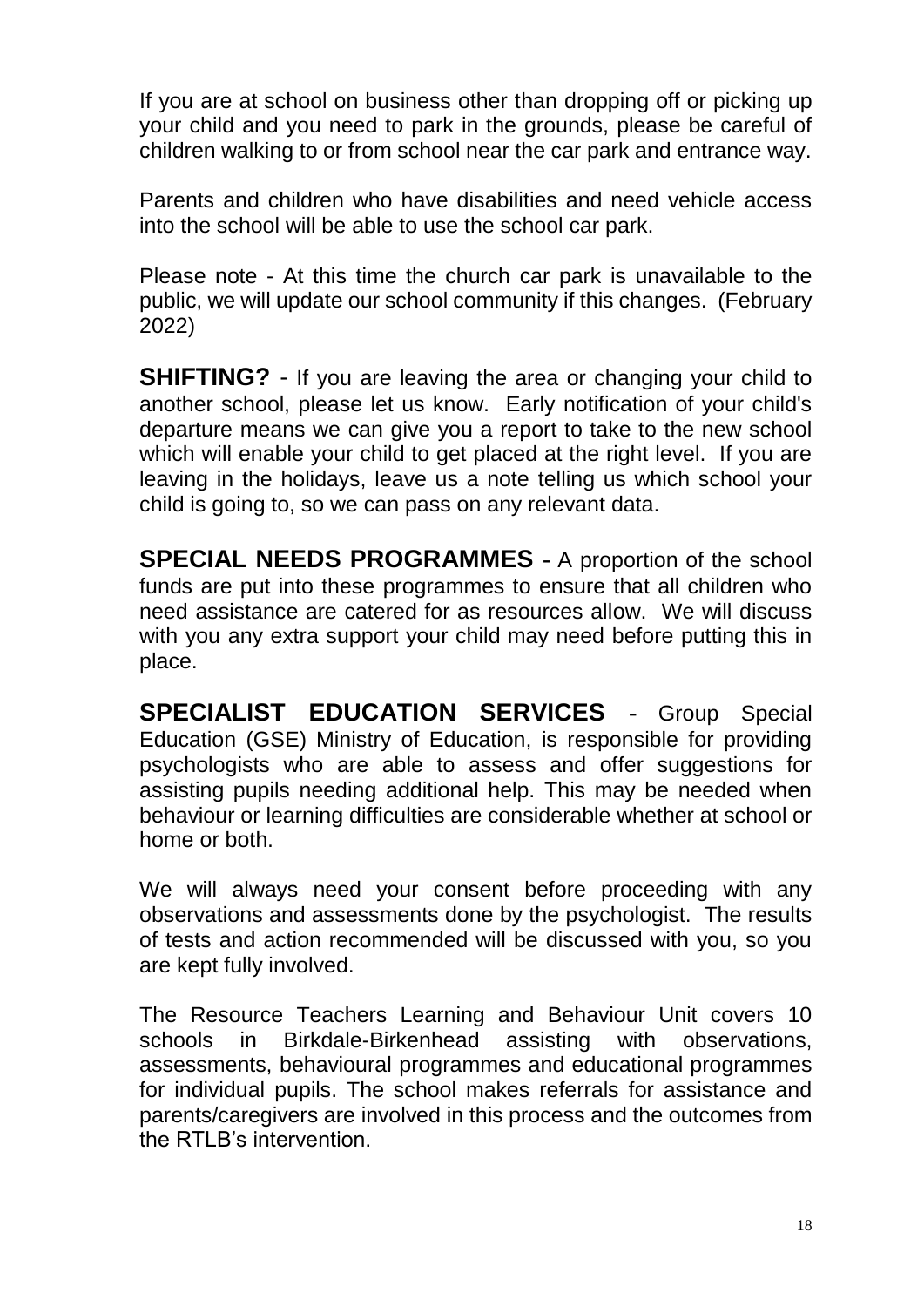If you are at school on business other than dropping off or picking up your child and you need to park in the grounds, please be careful of children walking to or from school near the car park and entrance way.

Parents and children who have disabilities and need vehicle access into the school will be able to use the school car park.

Please note - At this time the church car park is unavailable to the public, we will update our school community if this changes. (February 2022)

**SHIFTING?** - If you are leaving the area or changing your child to another school, please let us know. Early notification of your child's departure means we can give you a report to take to the new school which will enable your child to get placed at the right level. If you are leaving in the holidays, leave us a note telling us which school your child is going to, so we can pass on any relevant data.

**SPECIAL NEEDS PROGRAMMES** - A proportion of the school funds are put into these programmes to ensure that all children who need assistance are catered for as resources allow. We will discuss with you any extra support your child may need before putting this in place.

**SPECIALIST EDUCATION SERVICES** - Group Special Education (GSE) Ministry of Education, is responsible for providing psychologists who are able to assess and offer suggestions for assisting pupils needing additional help. This may be needed when behaviour or learning difficulties are considerable whether at school or home or both.

We will always need your consent before proceeding with any observations and assessments done by the psychologist. The results of tests and action recommended will be discussed with you, so you are kept fully involved.

The Resource Teachers Learning and Behaviour Unit covers 10 schools in Birkdale-Birkenhead assisting with observations, assessments, behavioural programmes and educational programmes for individual pupils. The school makes referrals for assistance and parents/caregivers are involved in this process and the outcomes from the RTLB's intervention.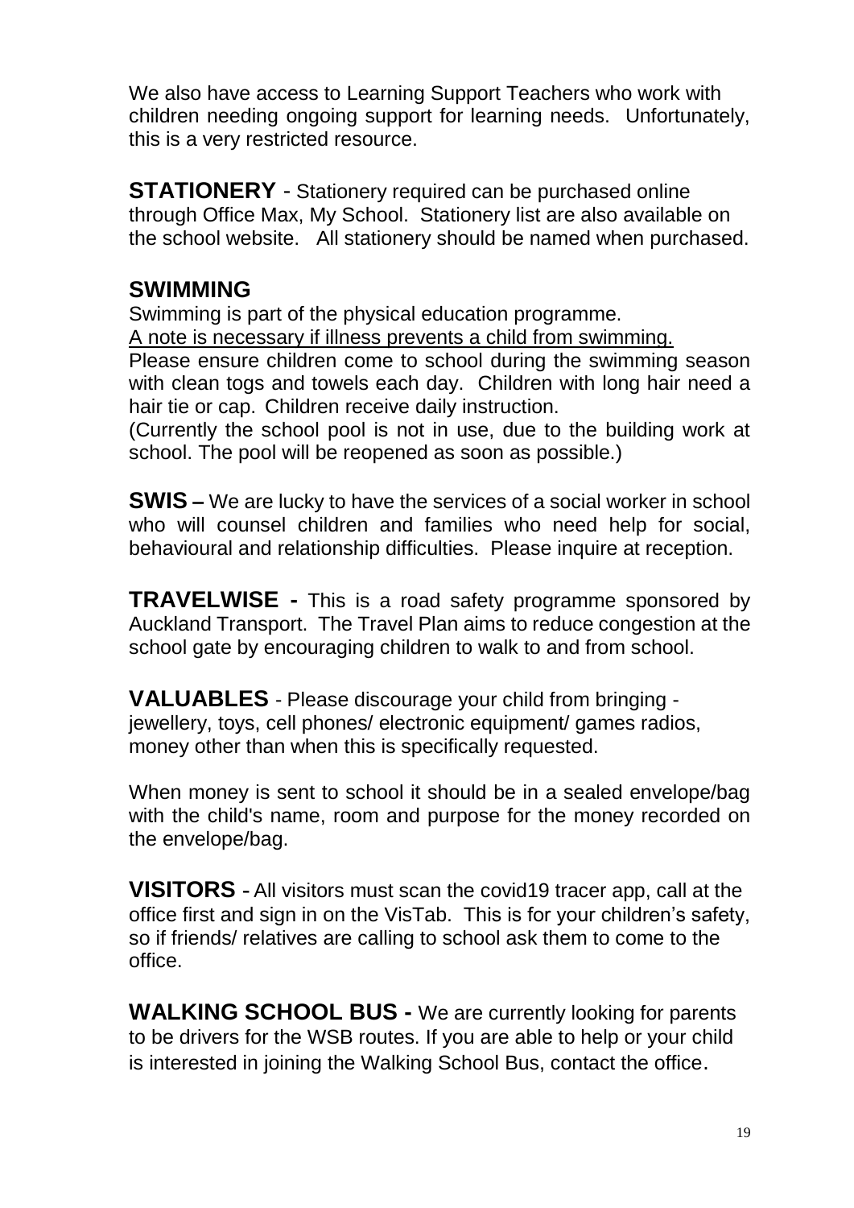We also have access to Learning Support Teachers who work with children needing ongoing support for learning needs. Unfortunately, this is a very restricted resource.

**STATIONERY** - Stationery required can be purchased online through Office Max, My School. Stationery list are also available on the school website. All stationery should be named when purchased.

## SWIMMING

Swimming is part of the physical education programme.
<u>A note is necessary if illness prevents a child from swimming.</u>
Please ensure children come to school during the swimming season with clean togs and towels each day. Children with long hair need a hair tie or cap. Children receive daily instruction.
(Currently the school pool is not in use, due to the building work at school. The pool will be reopened as soon as possible.)

**SWIS –** We are lucky to have the services of a social worker in school who will counsel children and families who need help for social, behavioural and relationship difficulties. Please inquire at reception.

**TRAVELWISE -** This is a road safety programme sponsored by Auckland Transport. The Travel Plan aims to reduce congestion at the school gate by encouraging children to walk to and from school.

**VALUABLES** - Please discourage your child from bringing - jewellery, toys, cell phones/ electronic equipment/ games radios, money other than when this is specifically requested.

When money is sent to school it should be in a sealed envelope/bag with the child's name, room and purpose for the money recorded on the envelope/bag.

**VISITORS** - All visitors must scan the covid19 tracer app, call at the office first and sign in on the VisTab. This is for your children's safety, so if friends/ relatives are calling to school ask them to come to the office.

**WALKING SCHOOL BUS -** We are currently looking for parents to be drivers for the WSB routes. If you are able to help or your child is interested in joining the Walking School Bus, contact the office.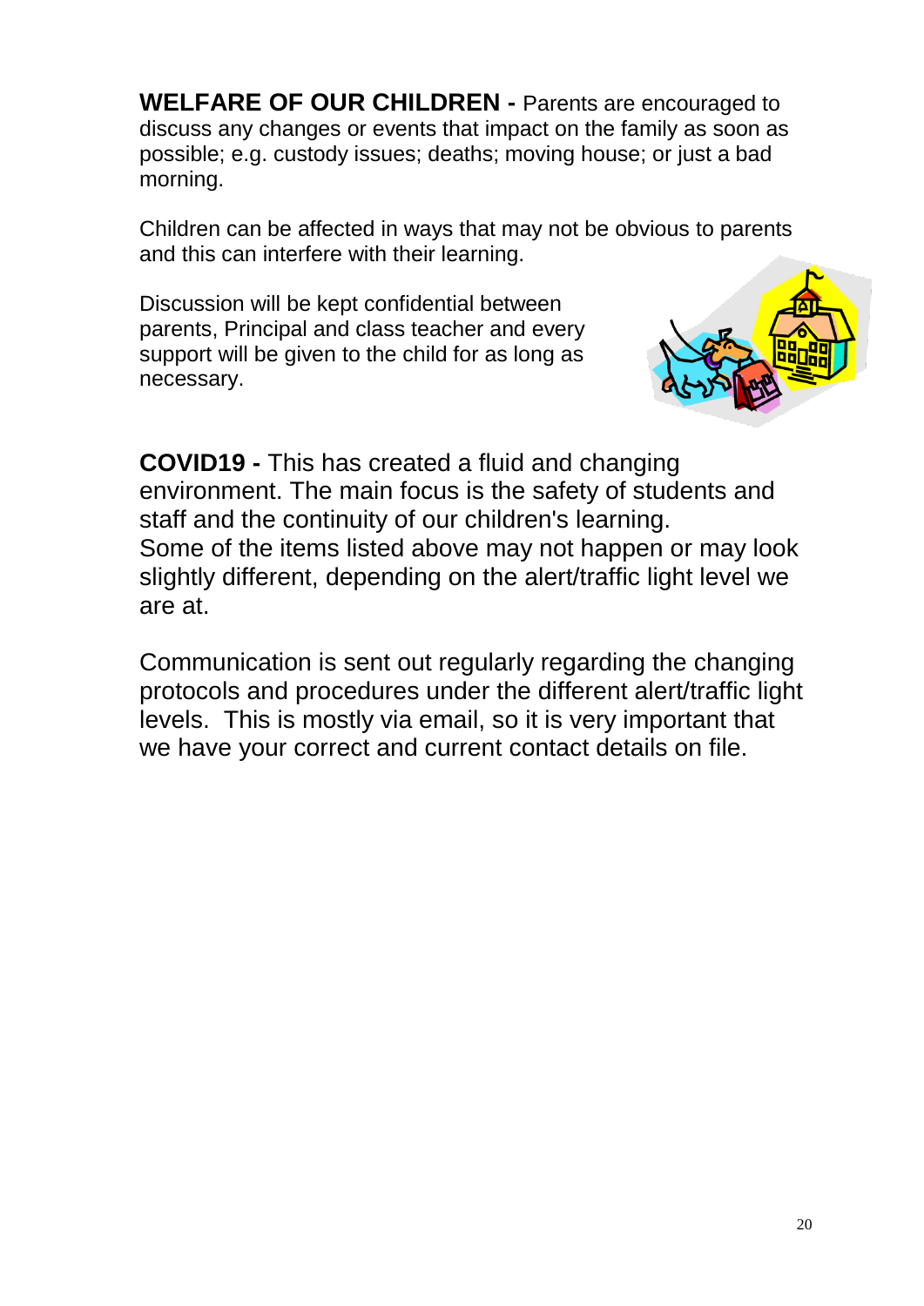**WELFARE OF OUR CHILDREN -** Parents are encouraged to discuss any changes or events that impact on the family as soon as possible; e.g. custody issues; deaths; moving house; or just a bad morning.

Children can be affected in ways that may not be obvious to parents and this can interfere with their learning.

Discussion will be kept confidential between parents, Principal and class teacher and every support will be given to the child for as long as necessary.

**COVID19 -** This has created a fluid and changing environment. The main focus is the safety of students and staff and the continuity of our children's learning. Some of the items listed above may not happen or may look slightly different, depending on the alert/traffic light level we are at.

Communication is sent out regularly regarding the changing protocols and procedures under the different alert/traffic light levels. This is mostly via email, so it is very important that we have your correct and current contact details on file.